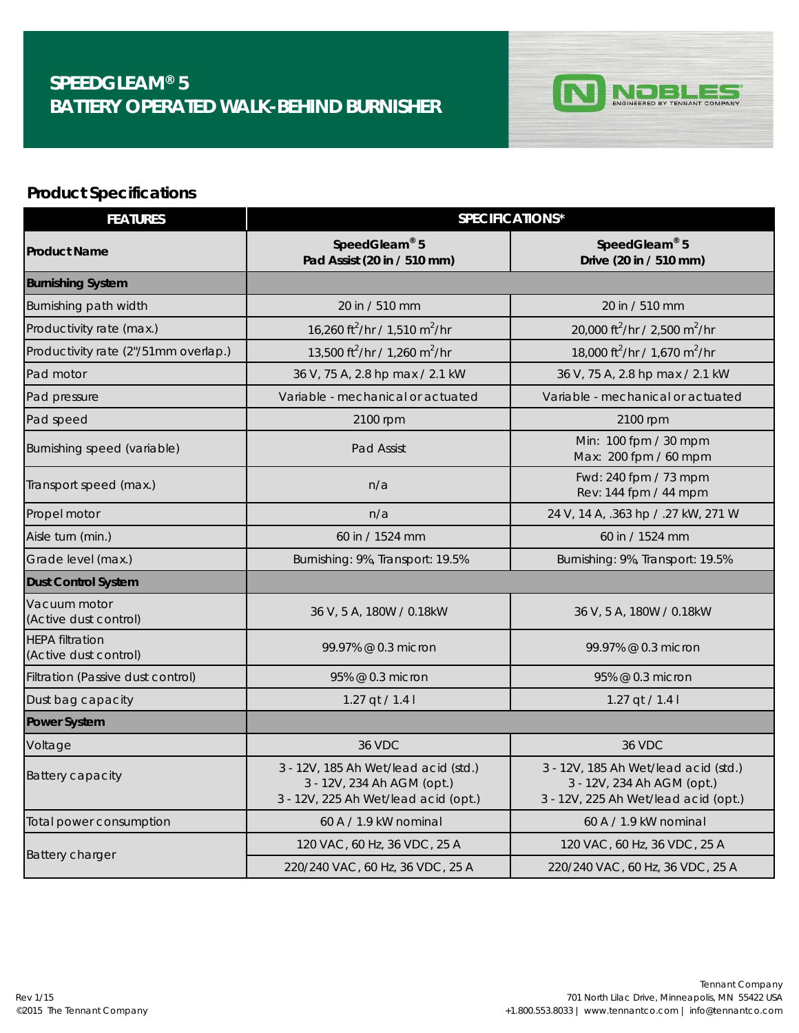# SPEEDGLEAM® 5
# BATTERY OPERATED WALK-BEHIND BURNISHER

NOBLES ENGINEERED BY TENNANT COMPANY

## Product Specifications

| FEATURES | SPECIFICATIONS* | |
|---|---|---|
| **Product Name** | **SpeedGleam® 5 Pad Assist (20 in / 510 mm)** | **SpeedGleam® 5 Drive (20 in / 510 mm)** |
| **Burnishing System** | | |
| Burnishing path width | 20 in / 510 mm | 20 in / 510 mm |
| Productivity rate (max.) | 16,260 $ft^2$/hr / 1,510 $m^2$/hr | 20,000 $ft^2$/hr / 2,500 $m^2$/hr |
| Productivity rate (2"/51mm overlap.) | 13,500 $ft^2$/hr / 1,260 $m^2$/hr | 18,000 $ft^2$/hr / 1,670 $m^2$/hr |
| Pad motor | 36 V, 75 A, 2.8 hp max / 2.1 kW | 36 V, 75 A, 2.8 hp max / 2.1 kW |
| Pad pressure | Variable - mechanical or actuated | Variable - mechanical or actuated |
| Pad speed | 2100 rpm | 2100 rpm |
| Burnishing speed (variable) | Pad Assist | Min: 100 fpm / 30 mpm<br>Max: 200 fpm / 60 mpm |
| Transport speed (max.) | n/a | Fwd: 240 fpm / 73 mpm<br>Rev: 144 fpm / 44 mpm |
| Propel motor | n/a | 24 V, 14 A, .363 hp / .27 kW, 271 W |
| Aisle turn (min.) | 60 in / 1524 mm | 60 in / 1524 mm |
| Grade level (max.) | Burnishing: 9%, Transport: 19.5% | Burnishing: 9%, Transport: 19.5% |
| **Dust Control System** | | |
| Vacuum motor (Active dust control) | 36 V, 5 A, 180W / 0.18kW | 36 V, 5 A, 180W / 0.18kW |
| HEPA filtration (Active dust control) | 99.97% @ 0.3 micron | 99.97% @ 0.3 micron |
| Filtration (Passive dust control) | 95% @ 0.3 micron | 95% @ 0.3 micron |
| Dust bag capacity | 1.27 qt / 1.4 l | 1.27 qt / 1.4 l |
| **Power System** | | |
| Voltage | 36 VDC | 36 VDC |
| Battery capacity | 3 - 12V, 185 Ah Wet/lead acid (std.)<br>3 - 12V, 234 Ah AGM (opt.)<br>3 - 12V, 225 Ah Wet/lead acid (opt.) | 3 - 12V, 185 Ah Wet/lead acid (std.)<br>3 - 12V, 234 Ah AGM (opt.)<br>3 - 12V, 225 Ah Wet/lead acid (opt.) |
| Total power consumption | 60 A / 1.9 kW nominal | 60 A / 1.9 kW nominal |
| Battery charger | 120 VAC, 60 Hz, 36 VDC, 25 A | 120 VAC, 60 Hz, 36 VDC, 25 A |
| | 220/240 VAC, 60 Hz, 36 VDC, 25 A | 220/240 VAC, 60 Hz, 36 VDC, 25 A |

Rev 1/15
©2015 The Tennant Company

Tennant Company
701 North Lilac Drive, Minneapolis, MN 55422 USA
+1.800.553.8033 | www.tennantco.com | info@tennantco.com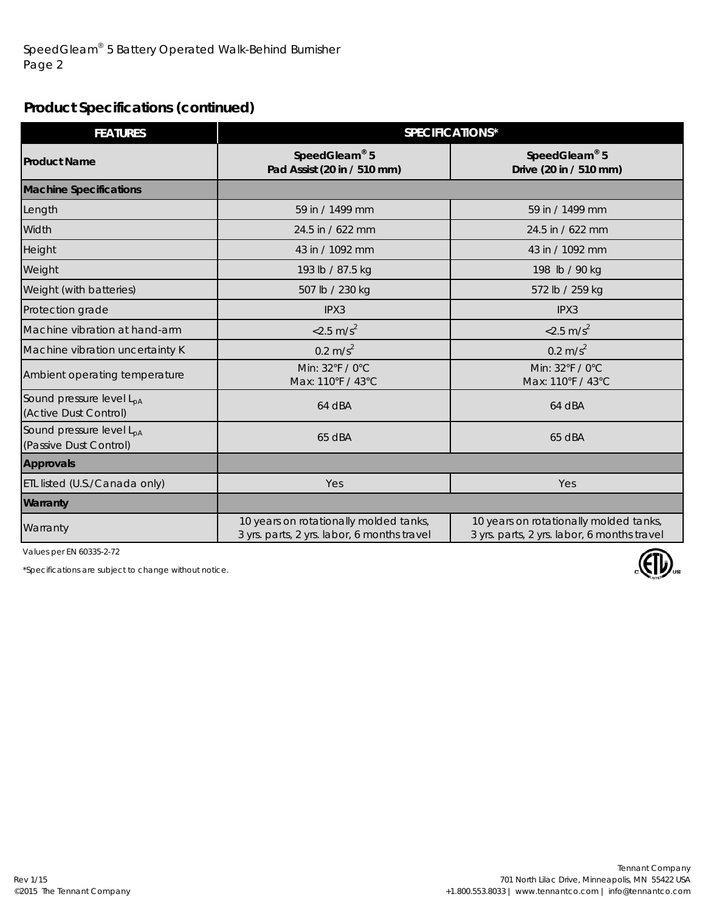## Product Specifications (continued)

| FEATURES | SPECIFICATIONS* | |
|---|---|---|
| **Product Name** | **SpeedGleam® 5**<br>**Pad Assist (20 in / 510 mm)** | **SpeedGleam® 5**<br>**Drive (20 in / 510 mm)** |
| **Machine Specifications** | | |
| Length | 59 in / 1499 mm | 59 in / 1499 mm |
| Width | 24.5 in / 622 mm | 24.5 in / 622 mm |
| Height | 43 in / 1092 mm | 43 in / 1092 mm |
| Weight | 193 lb / 87.5 kg | 198 lb / 90 kg |
| Weight (with batteries) | 507 lb / 230 kg | 572 lb / 259 kg |
| Protection grade | IPX3 | IPX3 |
| Machine vibration at hand-arm | <2.5 $m/s^2$ | <2.5 $m/s^2$ |
| Machine vibration uncertainty K | 0.2 $m/s^2$ | 0.2 $m/s^2$ |
| Ambient operating temperature | Min: 32°F / 0°C<br>Max: 110°F / 43°C | Min: 32°F / 0°C<br>Max: 110°F / 43°C |
| Sound pressure level $L_{pA}$ (Active Dust Control) | 64 dBA | 64 dBA |
| Sound pressure level $L_{pA}$ (Passive Dust Control) | 65 dBA | 65 dBA |
| **Approvals** | | |
| ETL listed (U.S./Canada only) | Yes | Yes |
| **Warranty** | | |
| Warranty | 10 years on rotationally molded tanks, 3 yrs. parts, 2 yrs. labor, 6 months travel | 10 years on rotationally molded tanks, 3 yrs. parts, 2 yrs. labor, 6 months travel |

Values per EN 60335-2-72

*Specifications are subject to change without notice.

Rev 1/15
©2015 The Tennant Company

Tennant Company
701 North Lilac Drive, Minneapolis, MN 55422 USA
+1.800.553.8033 | www.tennantco.com | info@tennantco.com